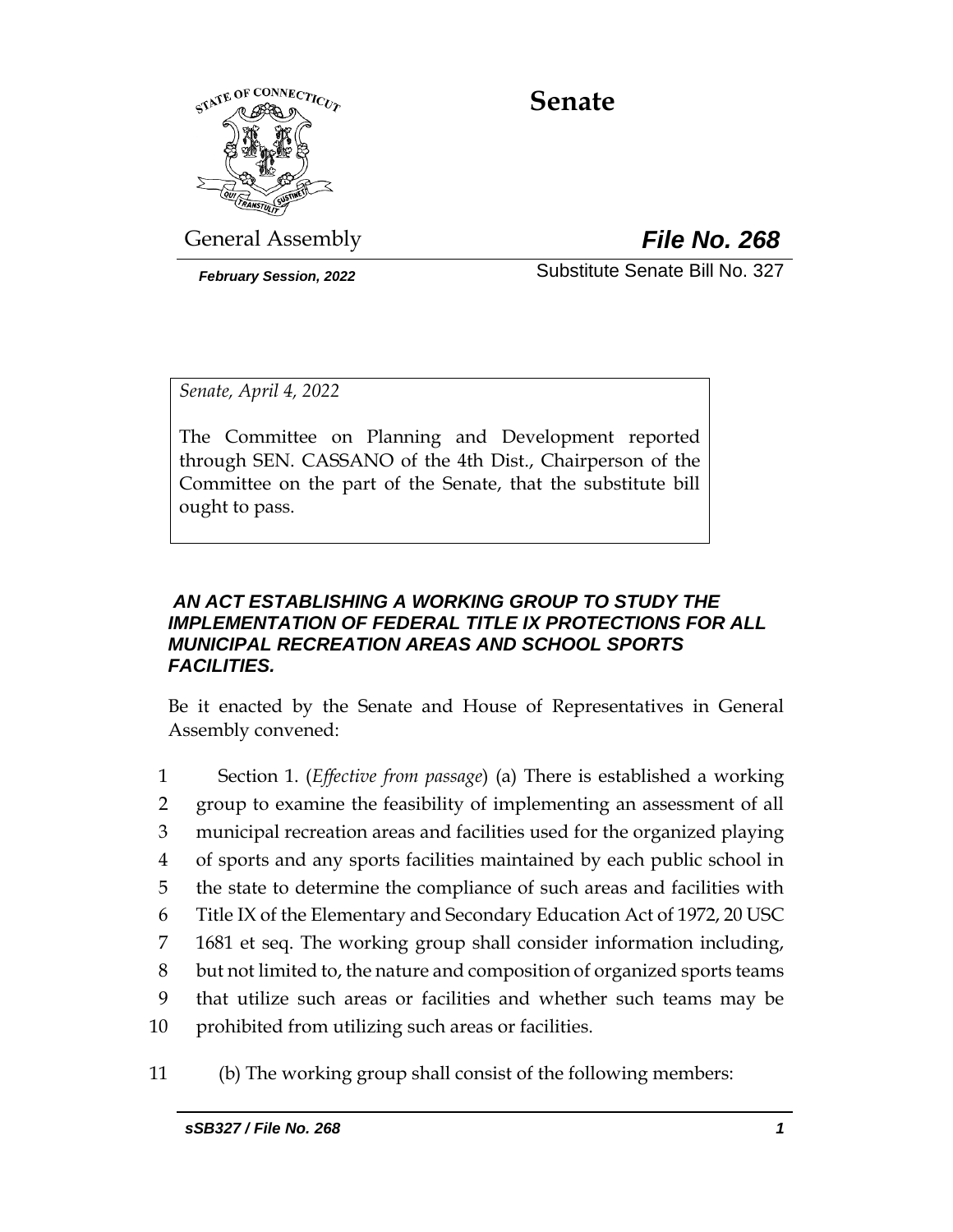# Senate

General Assembly

***File No. 268***

***February Session, 2022***

Substitute Senate Bill No. 327

*Senate, April 4, 2022*

The Committee on Planning and Development reported through SEN. CASSANO of the 4th Dist., Chairperson of the Committee on the part of the Senate, that the substitute bill ought to pass.

***AN ACT ESTABLISHING A WORKING GROUP TO STUDY THE IMPLEMENTATION OF FEDERAL TITLE IX PROTECTIONS FOR ALL MUNICIPAL RECREATION AREAS AND SCHOOL SPORTS FACILITIES.***

Be it enacted by the Senate and House of Representatives in General Assembly convened:

1 Section 1. (*Effective from passage*) (a) There is established a working
2 group to examine the feasibility of implementing an assessment of all
3 municipal recreation areas and facilities used for the organized playing
4 of sports and any sports facilities maintained by each public school in
5 the state to determine the compliance of such areas and facilities with
6 Title IX of the Elementary and Secondary Education Act of 1972, 20 USC
7 1681 et seq. The working group shall consider information including,
8 but not limited to, the nature and composition of organized sports teams
9 that utilize such areas or facilities and whether such teams may be
10 prohibited from utilizing such areas or facilities.

11 (b) The working group shall consist of the following members: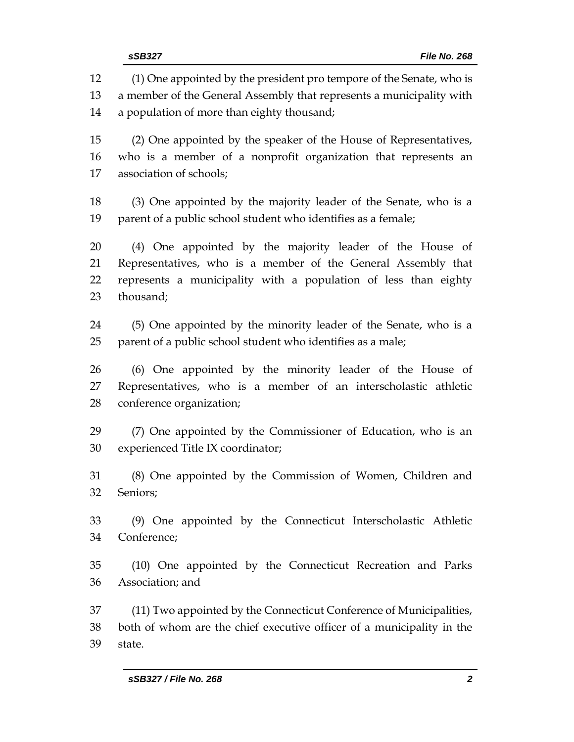(1) One appointed by the president pro tempore of the Senate, who is a member of the General Assembly that represents a municipality with a population of more than eighty thousand;

(2) One appointed by the speaker of the House of Representatives, who is a member of a nonprofit organization that represents an association of schools;

(3) One appointed by the majority leader of the Senate, who is a parent of a public school student who identifies as a female;

(4) One appointed by the majority leader of the House of Representatives, who is a member of the General Assembly that represents a municipality with a population of less than eighty thousand;

(5) One appointed by the minority leader of the Senate, who is a parent of a public school student who identifies as a male;

(6) One appointed by the minority leader of the House of Representatives, who is a member of an interscholastic athletic conference organization;

(7) One appointed by the Commissioner of Education, who is an experienced Title IX coordinator;

(8) One appointed by the Commission of Women, Children and Seniors;

(9) One appointed by the Connecticut Interscholastic Athletic Conference;

(10) One appointed by the Connecticut Recreation and Parks Association; and

(11) Two appointed by the Connecticut Conference of Municipalities, both of whom are the chief executive officer of a municipality in the state.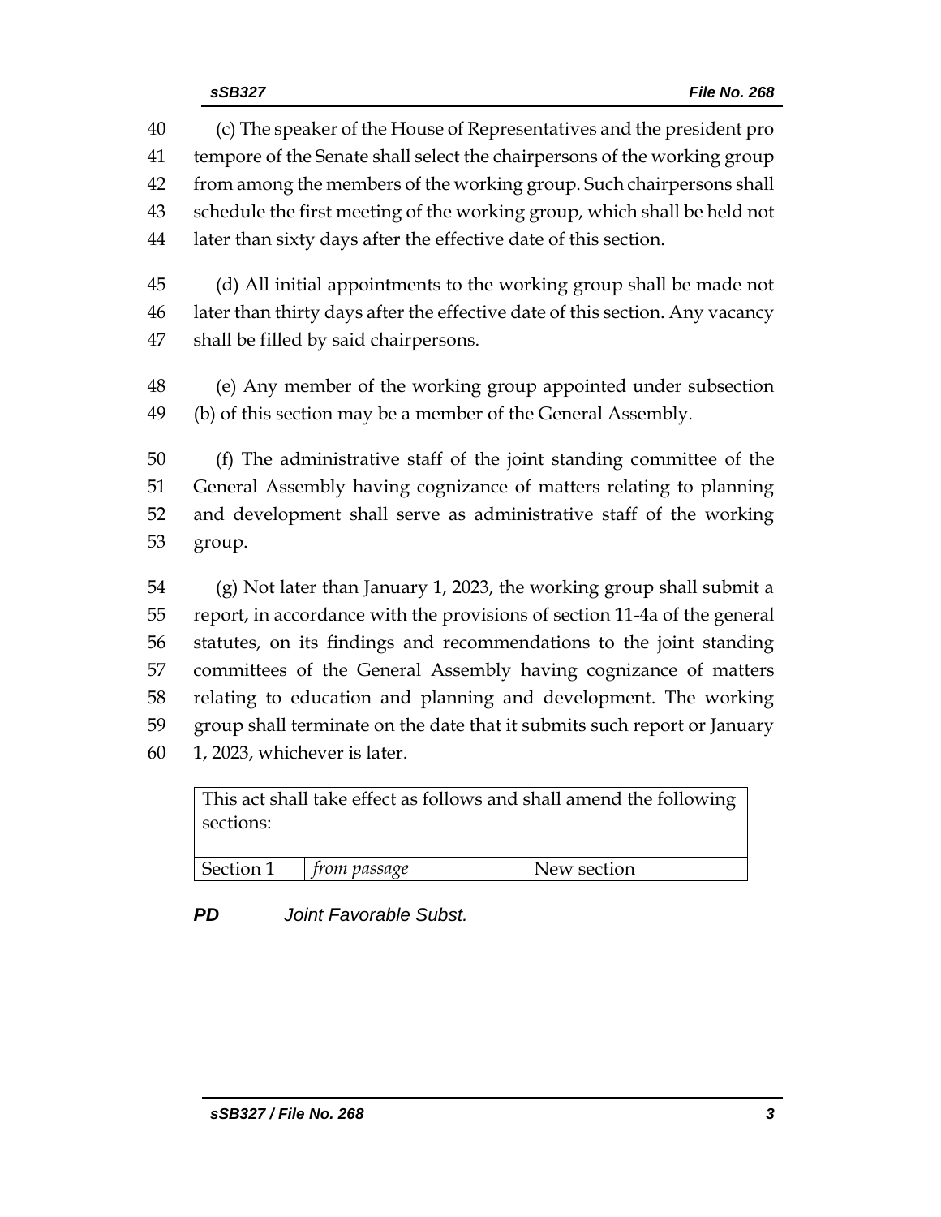(c) The speaker of the House of Representatives and the president pro tempore of the Senate shall select the chairpersons of the working group from among the members of the working group. Such chairpersons shall schedule the first meeting of the working group, which shall be held not later than sixty days after the effective date of this section.

(d) All initial appointments to the working group shall be made not later than thirty days after the effective date of this section. Any vacancy shall be filled by said chairpersons.

(e) Any member of the working group appointed under subsection (b) of this section may be a member of the General Assembly.

(f) The administrative staff of the joint standing committee of the General Assembly having cognizance of matters relating to planning and development shall serve as administrative staff of the working group.

(g) Not later than January 1, 2023, the working group shall submit a report, in accordance with the provisions of section 11-4a of the general statutes, on its findings and recommendations to the joint standing committees of the General Assembly having cognizance of matters relating to education and planning and development. The working group shall terminate on the date that it submits such report or January 1, 2023, whichever is later.

| This act shall take effect as follows and shall amend the following sections: | | |
|---|---|---|
| Section 1 | *from passage* | New section |

***PD*** *Joint Favorable Subst.*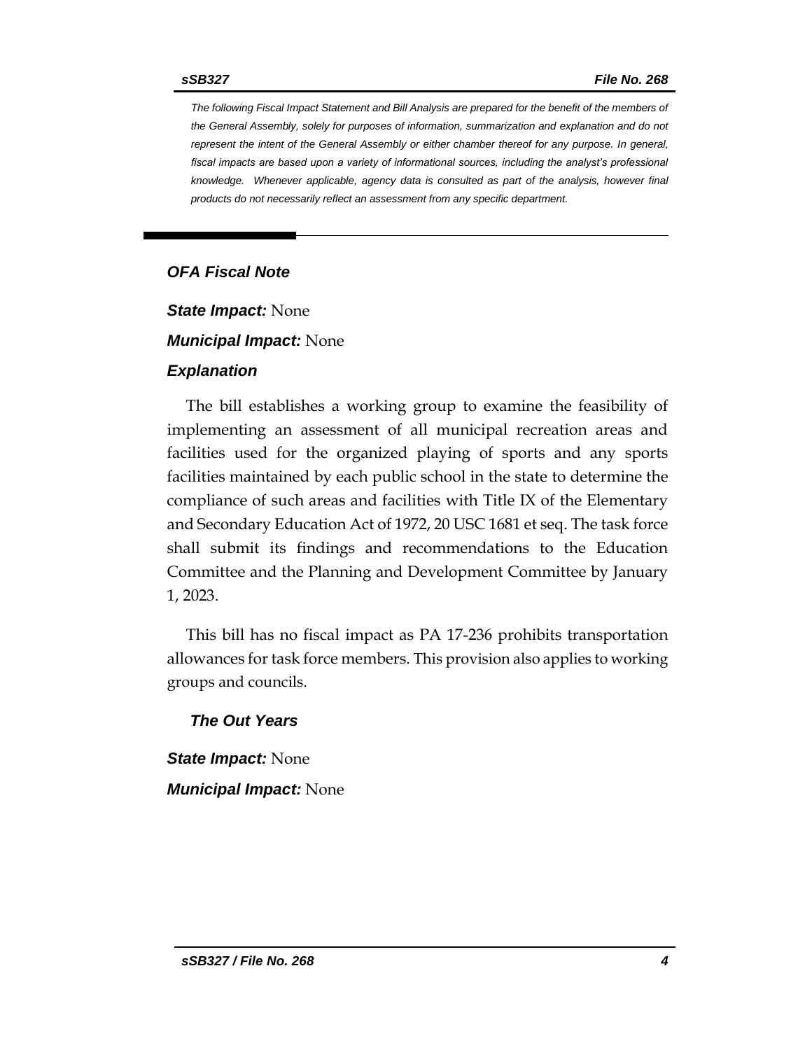*The following Fiscal Impact Statement and Bill Analysis are prepared for the benefit of the members of the General Assembly, solely for purposes of information, summarization and explanation and do not represent the intent of the General Assembly or either chamber thereof for any purpose. In general, fiscal impacts are based upon a variety of informational sources, including the analyst's professional knowledge. Whenever applicable, agency data is consulted as part of the analysis, however final products do not necessarily reflect an assessment from any specific department.*

## OFA Fiscal Note

***State Impact:*** None

***Municipal Impact:*** None

### Explanation

The bill establishes a working group to examine the feasibility of implementing an assessment of all municipal recreation areas and facilities used for the organized playing of sports and any sports facilities maintained by each public school in the state to determine the compliance of such areas and facilities with Title IX of the Elementary and Secondary Education Act of 1972, 20 USC 1681 et seq. The task force shall submit its findings and recommendations to the Education Committee and the Planning and Development Committee by January 1, 2023.

This bill has no fiscal impact as PA 17-236 prohibits transportation allowances for task force members. This provision also applies to working groups and councils.

### The Out Years

***State Impact:*** None

***Municipal Impact:*** None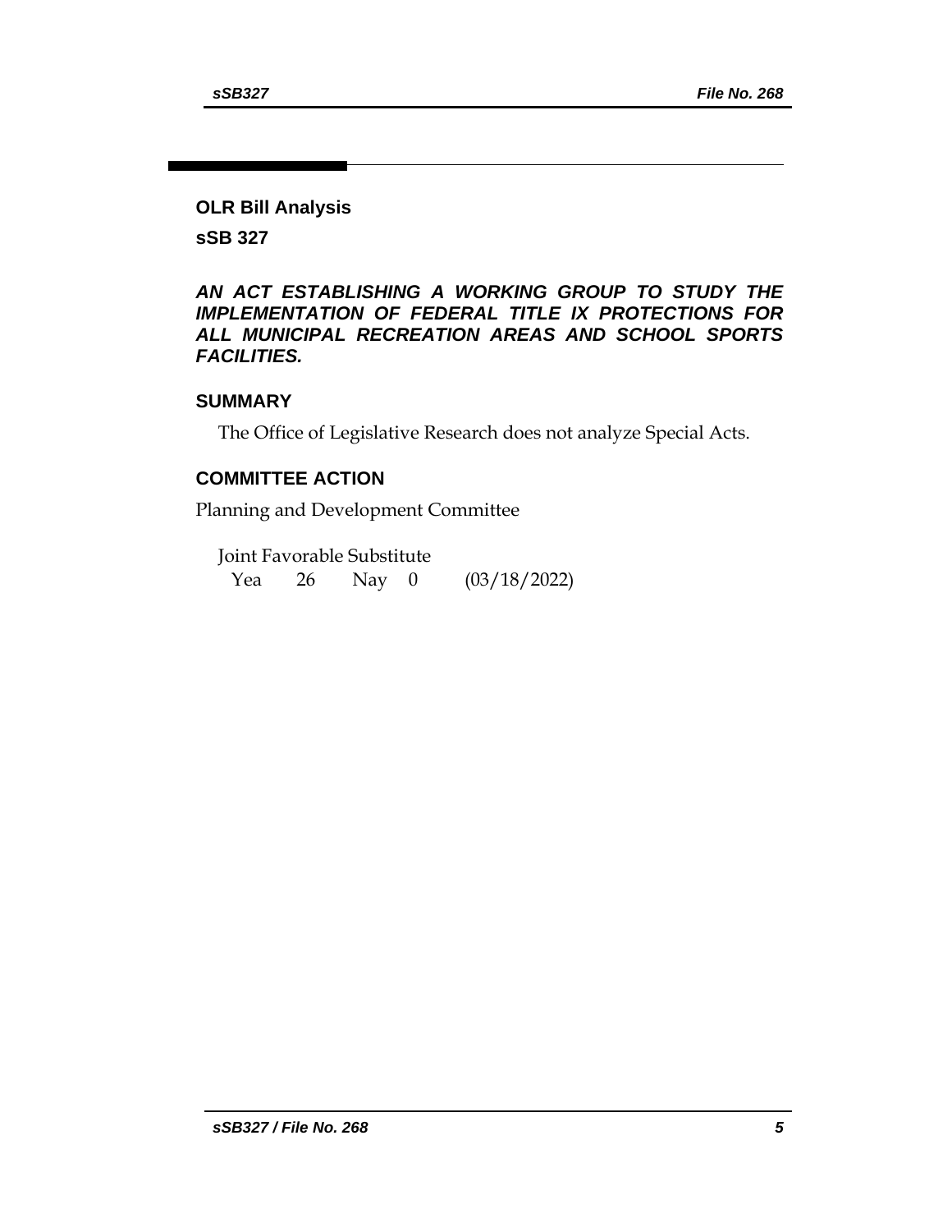## OLR Bill Analysis

**sSB 327**

***AN ACT ESTABLISHING A WORKING GROUP TO STUDY THE IMPLEMENTATION OF FEDERAL TITLE IX PROTECTIONS FOR ALL MUNICIPAL RECREATION AREAS AND SCHOOL SPORTS FACILITIES.***

### SUMMARY

The Office of Legislative Research does not analyze Special Acts.

### COMMITTEE ACTION

Planning and Development Committee

| | | | | |
|---|---|---|---|---|
| Joint Favorable Substitute | | | | |
| Yea | 26 | Nay | 0 | (03/18/2022) |